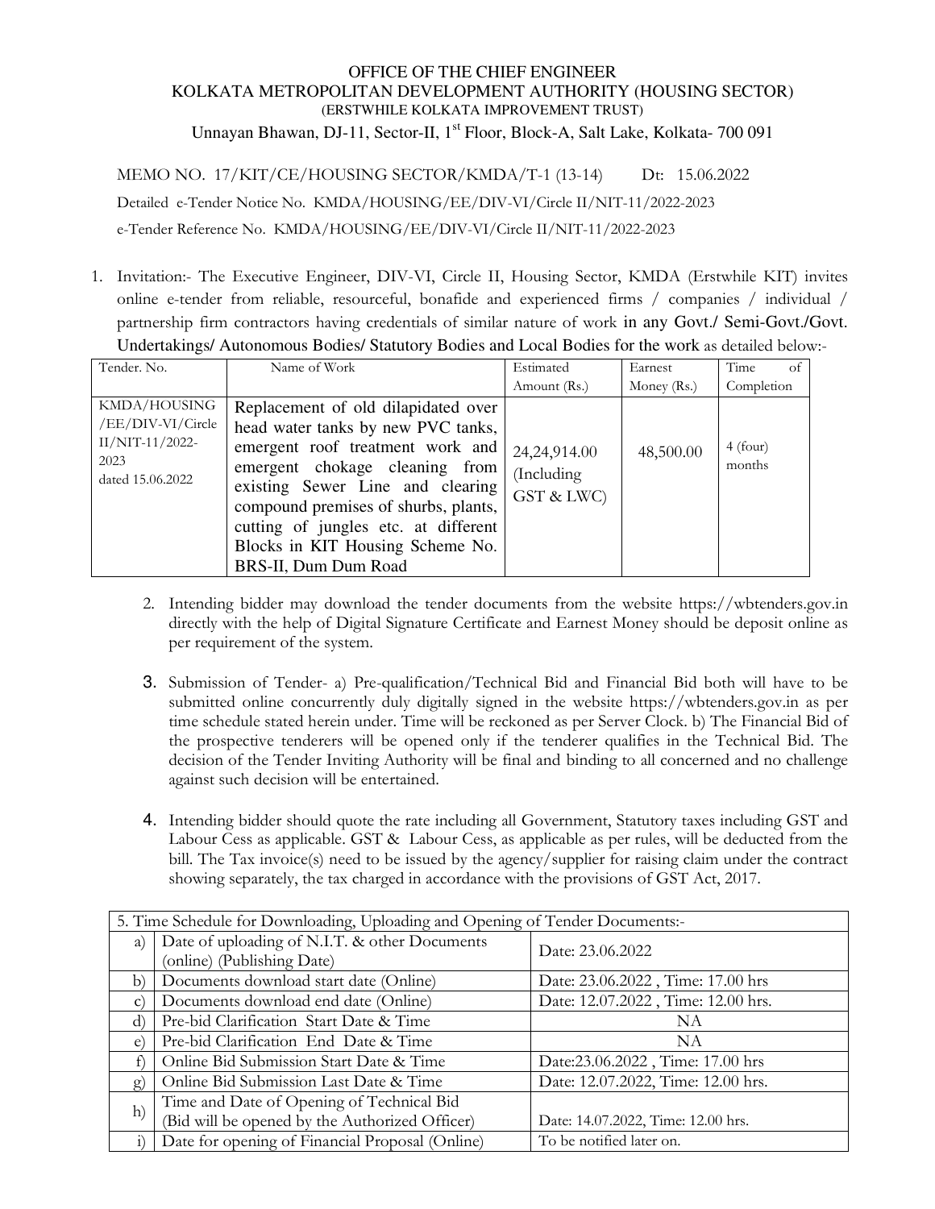OFFICE OF THE CHIEF ENGINEER
KOLKATA METROPOLITAN DEVELOPMENT AUTHORITY (HOUSING SECTOR)
(ERSTWHILE KOLKATA IMPROVEMENT TRUST)
Unnayan Bhawan, DJ-11, Sector-II, 1st Floor, Block-A, Salt Lake, Kolkata- 700 091

MEMO NO. 17/KIT/CE/HOUSING SECTOR/KMDA/T-1 (13-14) Dt: 15.06.2022

Detailed e-Tender Notice No. KMDA/HOUSING/EE/DIV-VI/Circle II/NIT-11/2022-2023

e-Tender Reference No. KMDA/HOUSING/EE/DIV-VI/Circle II/NIT-11/2022-2023

1. Invitation:- The Executive Engineer, DIV-VI, Circle II, Housing Sector, KMDA (Erstwhile KIT) invites online e-tender from reliable, resourceful, bonafide and experienced firms / companies / individual / partnership firm contractors having credentials of similar nature of work in any Govt./ Semi-Govt./Govt. Undertakings/ Autonomous Bodies/ Statutory Bodies and Local Bodies for the work as detailed below:-

| Tender. No. | Name of Work | Estimated Amount (Rs.) | Earnest Money (Rs.) | Time of Completion |
|---|---|---|---|---|
| KMDA/HOUSING /EE/DIV-VI/Circle II/NIT-11/2022-2023 dated 15.06.2022 | Replacement of old dilapidated over head water tanks by new PVC tanks, emergent roof treatment work and emergent chokage cleaning from existing Sewer Line and clearing compound premises of shurbs, plants, cutting of jungles etc. at different Blocks in KIT Housing Scheme No. BRS-II, Dum Dum Road | 24,24,914.00 (Including GST & LWC) | 48,500.00 | 4 (four) months |

2. Intending bidder may download the tender documents from the website https://wbtenders.gov.in directly with the help of Digital Signature Certificate and Earnest Money should be deposit online as per requirement of the system.

3. Submission of Tender- a) Pre-qualification/Technical Bid and Financial Bid both will have to be submitted online concurrently duly digitally signed in the website https://wbtenders.gov.in as per time schedule stated herein under. Time will be reckoned as per Server Clock. b) The Financial Bid of the prospective tenderers will be opened only if the tenderer qualifies in the Technical Bid. The decision of the Tender Inviting Authority will be final and binding to all concerned and no challenge against such decision will be entertained.

4. Intending bidder should quote the rate including all Government, Statutory taxes including GST and Labour Cess as applicable. GST & Labour Cess, as applicable as per rules, will be deducted from the bill. The Tax invoice(s) need to be issued by the agency/supplier for raising claim under the contract showing separately, the tax charged in accordance with the provisions of GST Act, 2017.

| 5. Time Schedule for Downloading, Uploading and Opening of Tender Documents:- | | |
|---|---|---|
| a) | Date of uploading of N.I.T. & other Documents (online) (Publishing Date) | Date: 23.06.2022 |
| b) | Documents download start date (Online) | Date: 23.06.2022 , Time: 17.00 hrs |
| c) | Documents download end date (Online) | Date: 12.07.2022 , Time: 12.00 hrs. |
| d) | Pre-bid Clarification Start Date & Time | NA |
| e) | Pre-bid Clarification End Date & Time | NA |
| f) | Online Bid Submission Start Date & Time | Date:23.06.2022 , Time: 17.00 hrs |
| g) | Online Bid Submission Last Date & Time | Date: 12.07.2022, Time: 12.00 hrs. |
| h) | Time and Date of Opening of Technical Bid (Bid will be opened by the Authorized Officer) | Date: 14.07.2022, Time: 12.00 hrs. |
| i) | Date for opening of Financial Proposal (Online) | To be notified later on. |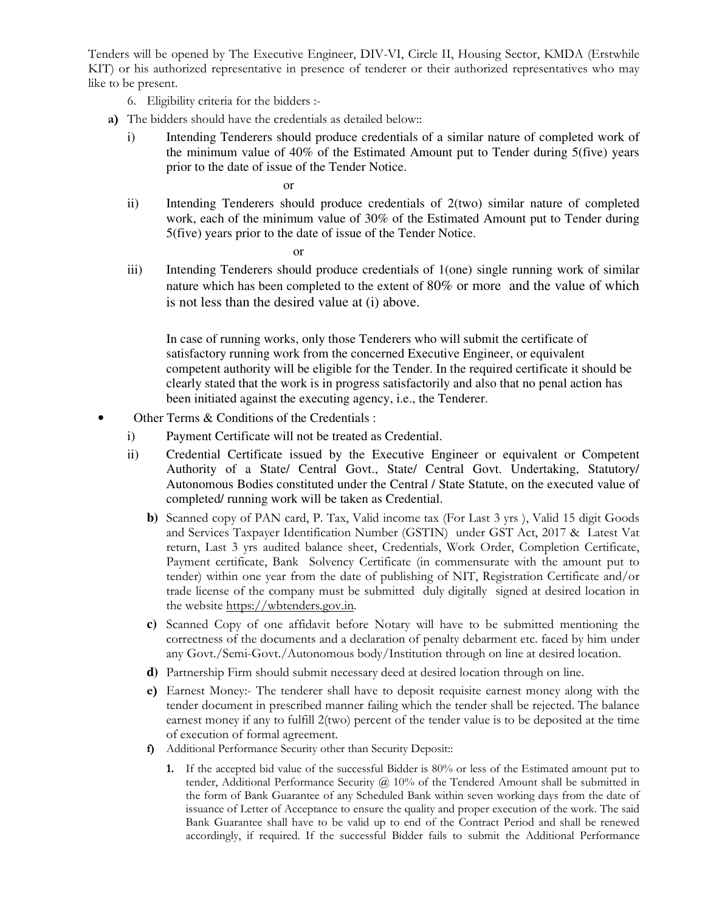Tenders will be opened by The Executive Engineer, DIV-VI, Circle II, Housing Sector, KMDA (Erstwhile KIT) or his authorized representative in presence of tenderer or their authorized representatives who may like to be present.

6. Eligibility criteria for the bidders :-

**a)** The bidders should have the credentials as detailed below::

i) Intending Tenderers should produce credentials of a similar nature of completed work of the minimum value of 40% of the Estimated Amount put to Tender during 5(five) years prior to the date of issue of the Tender Notice.

or

ii) Intending Tenderers should produce credentials of 2(two) similar nature of completed work, each of the minimum value of 30% of the Estimated Amount put to Tender during 5(five) years prior to the date of issue of the Tender Notice.

or

iii) Intending Tenderers should produce credentials of 1(one) single running work of similar nature which has been completed to the extent of 80% or more and the value of which is not less than the desired value at (i) above.

In case of running works, only those Tenderers who will submit the certificate of satisfactory running work from the concerned Executive Engineer, or equivalent competent authority will be eligible for the Tender. In the required certificate it should be clearly stated that the work is in progress satisfactorily and also that no penal action has been initiated against the executing agency, i.e., the Tenderer.

- Other Terms & Conditions of the Credentials :

  i) Payment Certificate will not be treated as Credential.

  ii) Credential Certificate issued by the Executive Engineer or equivalent or Competent Authority of a State/ Central Govt., State/ Central Govt. Undertaking, Statutory/ Autonomous Bodies constituted under the Central / State Statute, on the executed value of completed/ running work will be taken as Credential.

**b)** Scanned copy of PAN card, P. Tax, Valid income tax (For Last 3 yrs ), Valid 15 digit Goods and Services Taxpayer Identification Number (GSTIN) under GST Act, 2017 & Latest Vat return, Last 3 yrs audited balance sheet, Credentials, Work Order, Completion Certificate, Payment certificate, Bank Solvency Certificate (in commensurate with the amount put to tender) within one year from the date of publishing of NIT, Registration Certificate and/or trade license of the company must be submitted duly digitally signed at desired location in the website https://wbtenders.gov.in.

**c)** Scanned Copy of one affidavit before Notary will have to be submitted mentioning the correctness of the documents and a declaration of penalty debarment etc. faced by him under any Govt./Semi-Govt./Autonomous body/Institution through on line at desired location.

**d)** Partnership Firm should submit necessary deed at desired location through on line.

**e)** Earnest Money:- The tenderer shall have to deposit requisite earnest money along with the tender document in prescribed manner failing which the tender shall be rejected. The balance earnest money if any to fulfill 2(two) percent of the tender value is to be deposited at the time of execution of formal agreement.

**f)** Additional Performance Security other than Security Deposit::

**1.** If the accepted bid value of the successful Bidder is 80% or less of the Estimated amount put to tender, Additional Performance Security @ 10% of the Tendered Amount shall be submitted in the form of Bank Guarantee of any Scheduled Bank within seven working days from the date of issuance of Letter of Acceptance to ensure the quality and proper execution of the work. The said Bank Guarantee shall have to be valid up to end of the Contract Period and shall be renewed accordingly, if required. If the successful Bidder fails to submit the Additional Performance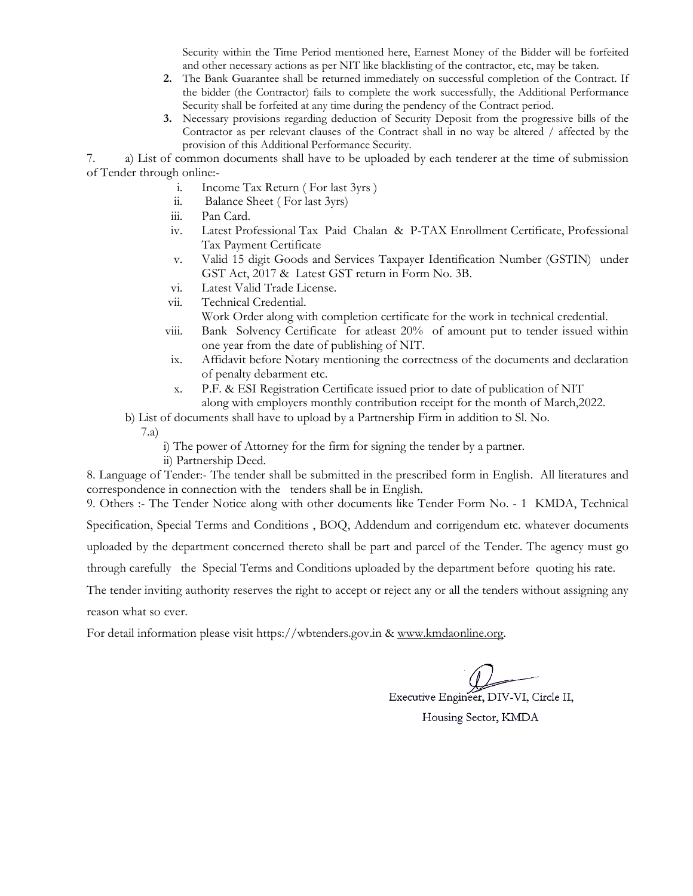Security within the Time Period mentioned here, Earnest Money of the Bidder will be forfeited and other necessary actions as per NIT like blacklisting of the contractor, etc, may be taken.

2. The Bank Guarantee shall be returned immediately on successful completion of the Contract. If the bidder (the Contractor) fails to complete the work successfully, the Additional Performance Security shall be forfeited at any time during the pendency of the Contract period.
3. Necessary provisions regarding deduction of Security Deposit from the progressive bills of the Contractor as per relevant clauses of the Contract shall in no way be altered / affected by the provision of this Additional Performance Security.

7. a) List of common documents shall have to be uploaded by each tenderer at the time of submission of Tender through online:-

   i. Income Tax Return ( For last 3yrs )
   ii. Balance Sheet ( For last 3yrs)
   iii. Pan Card.
   iv. Latest Professional Tax Paid Chalan & P-TAX Enrollment Certificate, Professional Tax Payment Certificate
   v. Valid 15 digit Goods and Services Taxpayer Identification Number (GSTIN) under GST Act, 2017 & Latest GST return in Form No. 3B.
   vi. Latest Valid Trade License.
   vii. Technical Credential.
   Work Order along with completion certificate for the work in technical credential.
   viii. Bank Solvency Certificate for atleast 20% of amount put to tender issued within one year from the date of publishing of NIT.
   ix. Affidavit before Notary mentioning the correctness of the documents and declaration of penalty debarment etc.
   x. P.F. & ESI Registration Certificate issued prior to date of publication of NIT along with employers monthly contribution receipt for the month of March,2022.

   b) List of documents shall have to upload by a Partnership Firm in addition to Sl. No. 7.a)

   i) The power of Attorney for the firm for signing the tender by a partner.
   ii) Partnership Deed.

8. Language of Tender:- The tender shall be submitted in the prescribed form in English. All literatures and correspondence in connection with the tenders shall be in English.

9. Others :- The Tender Notice along with other documents like Tender Form No. - 1 KMDA, Technical Specification, Special Terms and Conditions , BOQ, Addendum and corrigendum etc. whatever documents uploaded by the department concerned thereto shall be part and parcel of the Tender. The agency must go through carefully the Special Terms and Conditions uploaded by the department before quoting his rate.

The tender inviting authority reserves the right to accept or reject any or all the tenders without assigning any reason what so ever.

For detail information please visit https://wbtenders.gov.in & www.kmdaonline.org.

Executive Engineer, DIV-VI, Circle II,
Housing Sector, KMDA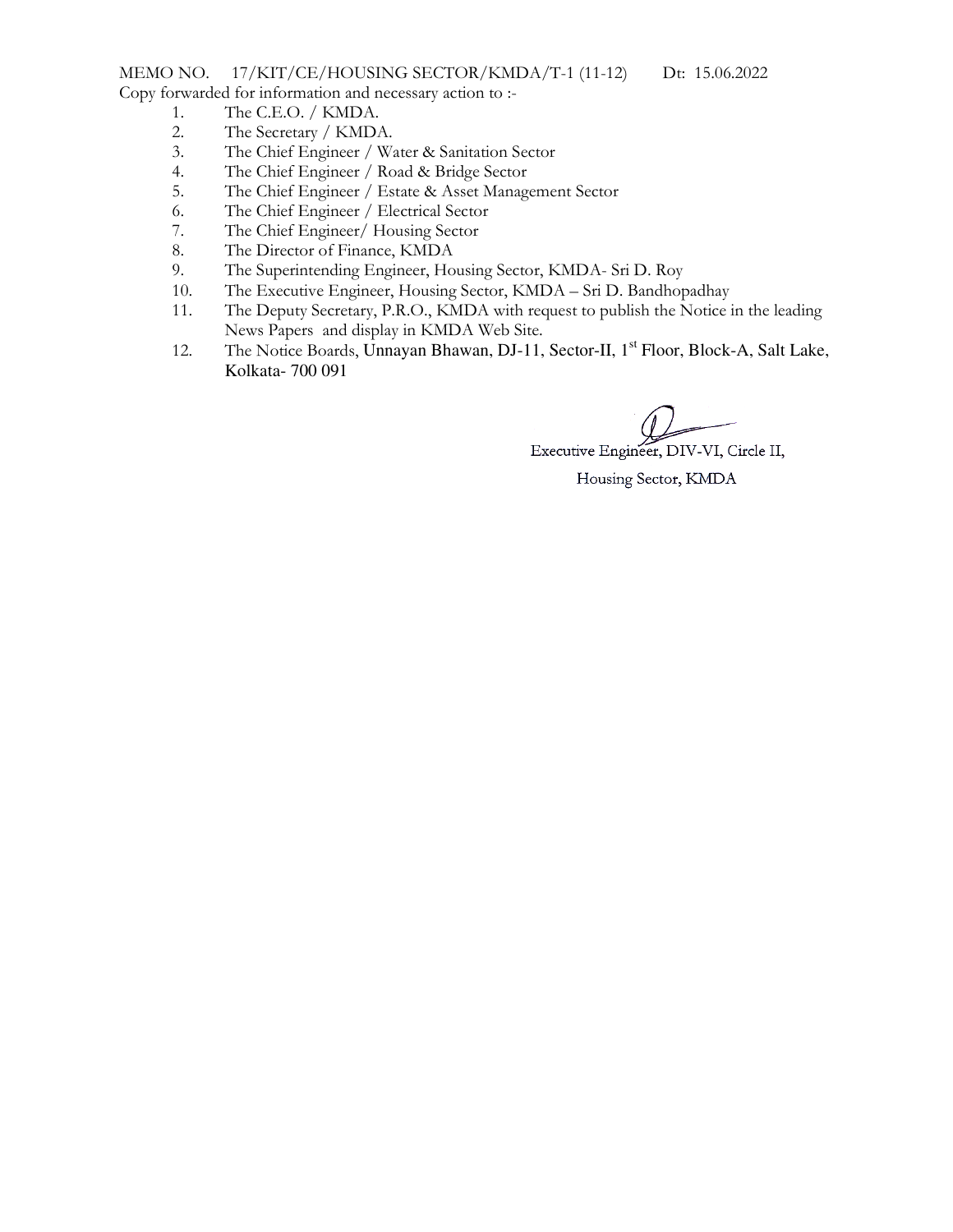MEMO NO. 17/KIT/CE/HOUSING SECTOR/KMDA/T-1 (11-12) Dt: 15.06.2022

Copy forwarded for information and necessary action to :-

1. The C.E.O. / KMDA.
2. The Secretary / KMDA.
3. The Chief Engineer / Water & Sanitation Sector
4. The Chief Engineer / Road & Bridge Sector
5. The Chief Engineer / Estate & Asset Management Sector
6. The Chief Engineer / Electrical Sector
7. The Chief Engineer/ Housing Sector
8. The Director of Finance, KMDA
9. The Superintending Engineer, Housing Sector, KMDA- Sri D. Roy
10. The Executive Engineer, Housing Sector, KMDA – Sri D. Bandhopadhay
11. The Deputy Secretary, P.R.O., KMDA with request to publish the Notice in the leading News Papers and display in KMDA Web Site.
12. The Notice Boards, Unnayan Bhawan, DJ-11, Sector-II, 1st Floor, Block-A, Salt Lake, Kolkata- 700 091

Executive Engineer, DIV-VI, Circle II,

Housing Sector, KMDA